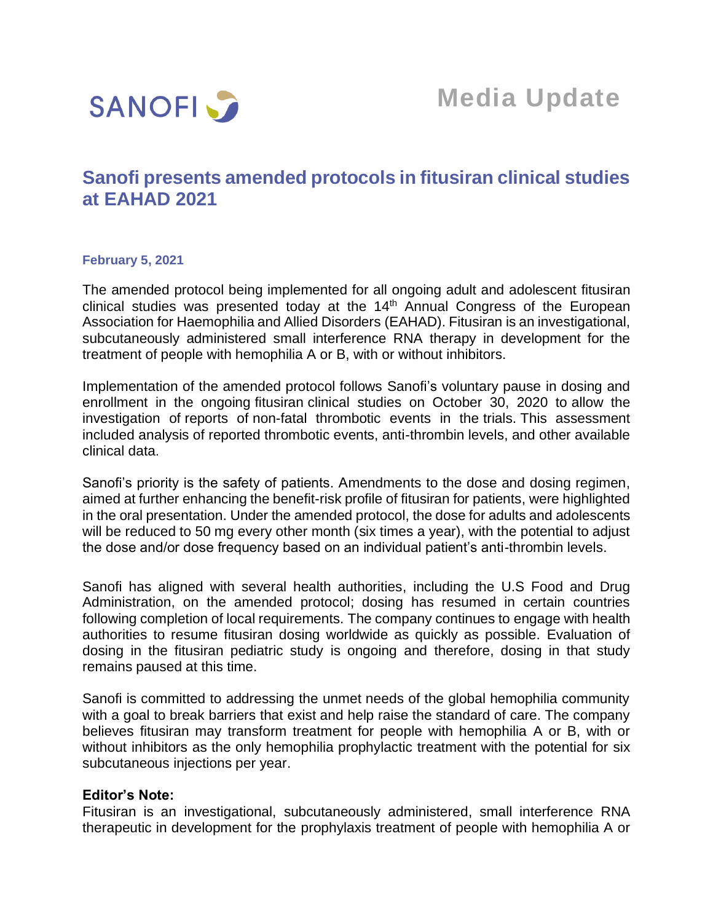SANOFI

**Media Update**

# Sanofi presents amended protocols in fitusiran clinical studies at EAHAD 2021

**February 5, 2021**

The amended protocol being implemented for all ongoing adult and adolescent fitusiran clinical studies was presented today at the 14th Annual Congress of the European Association for Haemophilia and Allied Disorders (EAHAD). Fitusiran is an investigational, subcutaneously administered small interference RNA therapy in development for the treatment of people with hemophilia A or B, with or without inhibitors.

Implementation of the amended protocol follows Sanofi's voluntary pause in dosing and enrollment in the ongoing fitusiran clinical studies on October 30, 2020 to allow the investigation of reports of non-fatal thrombotic events in the trials. This assessment included analysis of reported thrombotic events, anti-thrombin levels, and other available clinical data.

Sanofi's priority is the safety of patients. Amendments to the dose and dosing regimen, aimed at further enhancing the benefit-risk profile of fitusiran for patients, were highlighted in the oral presentation. Under the amended protocol, the dose for adults and adolescents will be reduced to 50 mg every other month (six times a year), with the potential to adjust the dose and/or dose frequency based on an individual patient's anti-thrombin levels.

Sanofi has aligned with several health authorities, including the U.S Food and Drug Administration, on the amended protocol; dosing has resumed in certain countries following completion of local requirements. The company continues to engage with health authorities to resume fitusiran dosing worldwide as quickly as possible. Evaluation of dosing in the fitusiran pediatric study is ongoing and therefore, dosing in that study remains paused at this time.

Sanofi is committed to addressing the unmet needs of the global hemophilia community with a goal to break barriers that exist and help raise the standard of care. The company believes fitusiran may transform treatment for people with hemophilia A or B, with or without inhibitors as the only hemophilia prophylactic treatment with the potential for six subcutaneous injections per year.

**Editor's Note:**
Fitusiran is an investigational, subcutaneously administered, small interference RNA therapeutic in development for the prophylaxis treatment of people with hemophilia A or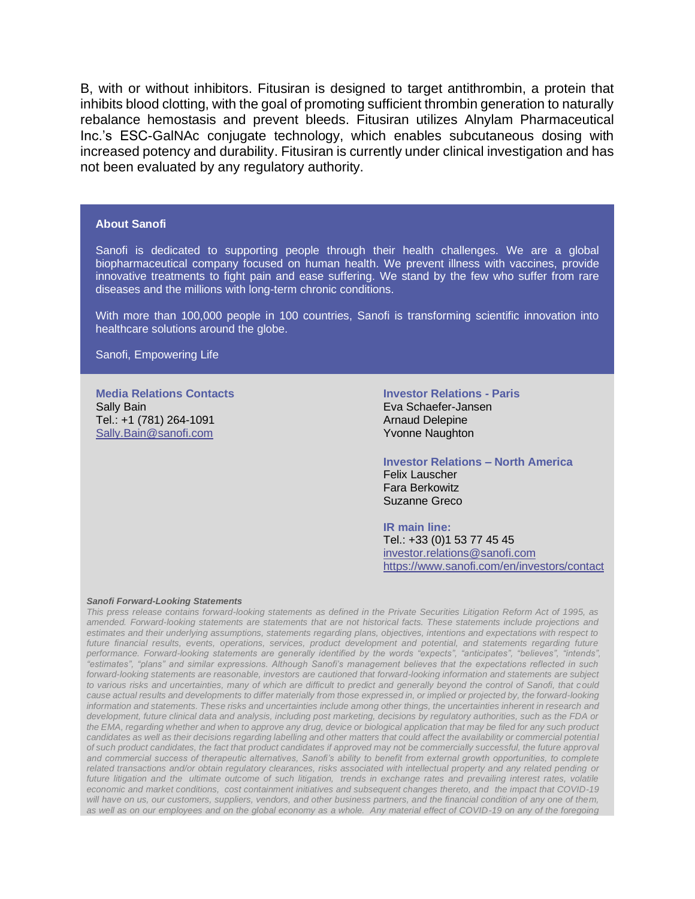B, with or without inhibitors. Fitusiran is designed to target antithrombin, a protein that inhibits blood clotting, with the goal of promoting sufficient thrombin generation to naturally rebalance hemostasis and prevent bleeds. Fitusiran utilizes Alnylam Pharmaceutical Inc.'s ESC-GalNAc conjugate technology, which enables subcutaneous dosing with increased potency and durability. Fitusiran is currently under clinical investigation and has not been evaluated by any regulatory authority.

**About Sanofi**

Sanofi is dedicated to supporting people through their health challenges. We are a global biopharmaceutical company focused on human health. We prevent illness with vaccines, provide innovative treatments to fight pain and ease suffering. We stand by the few who suffer from rare diseases and the millions with long-term chronic conditions.

With more than 100,000 people in 100 countries, Sanofi is transforming scientific innovation into healthcare solutions around the globe.

Sanofi, Empowering Life

**Media Relations Contacts**
Sally Bain
Tel.: +1 (781) 264-1091
Sally.Bain@sanofi.com

**Investor Relations - Paris**
Eva Schaefer-Jansen
Arnaud Delepine
Yvonne Naughton

**Investor Relations – North America**
Felix Lauscher
Fara Berkowitz
Suzanne Greco

**IR main line:**
Tel.: +33 (0)1 53 77 45 45
investor.relations@sanofi.com
https://www.sanofi.com/en/investors/contact

***Sanofi Forward-Looking Statements***

*This press release contains forward-looking statements as defined in the Private Securities Litigation Reform Act of 1995, as amended. Forward-looking statements are statements that are not historical facts. These statements include projections and estimates and their underlying assumptions, statements regarding plans, objectives, intentions and expectations with respect to future financial results, events, operations, services, product development and potential, and statements regarding future performance. Forward-looking statements are generally identified by the words "expects", "anticipates", "believes", "intends", "estimates", "plans" and similar expressions. Although Sanofi's management believes that the expectations reflected in such forward-looking statements are reasonable, investors are cautioned that forward-looking information and statements are subject to various risks and uncertainties, many of which are difficult to predict and generally beyond the control of Sanofi, that could cause actual results and developments to differ materially from those expressed in, or implied or projected by, the forward-looking information and statements. These risks and uncertainties include among other things, the uncertainties inherent in research and development, future clinical data and analysis, including post marketing, decisions by regulatory authorities, such as the FDA or the EMA, regarding whether and when to approve any drug, device or biological application that may be filed for any such product candidates as well as their decisions regarding labelling and other matters that could affect the availability or commercial potential of such product candidates, the fact that product candidates if approved may not be commercially successful, the future approval and commercial success of therapeutic alternatives, Sanofi's ability to benefit from external growth opportunities, to complete related transactions and/or obtain regulatory clearances, risks associated with intellectual property and any related pending or future litigation and the ultimate outcome of such litigation, trends in exchange rates and prevailing interest rates, volatile economic and market conditions, cost containment initiatives and subsequent changes thereto, and the impact that COVID-19 will have on us, our customers, suppliers, vendors, and other business partners, and the financial condition of any one of them, as well as on our employees and on the global economy as a whole. Any material effect of COVID-19 on any of the foregoing*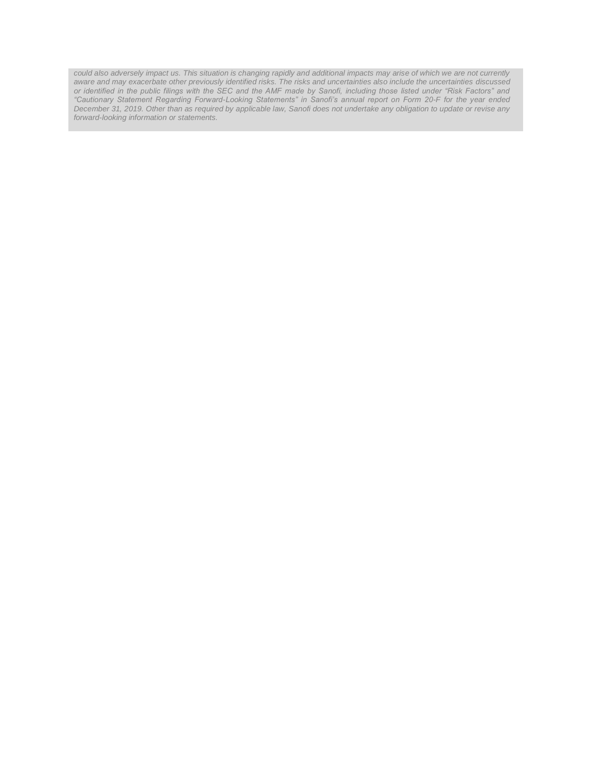*could also adversely impact us. This situation is changing rapidly and additional impacts may arise of which we are not currently aware and may exacerbate other previously identified risks. The risks and uncertainties also include the uncertainties discussed or identified in the public filings with the SEC and the AMF made by Sanofi, including those listed under "Risk Factors" and "Cautionary Statement Regarding Forward-Looking Statements" in Sanofi's annual report on Form 20-F for the year ended December 31, 2019. Other than as required by applicable law, Sanofi does not undertake any obligation to update or revise any forward-looking information or statements.*